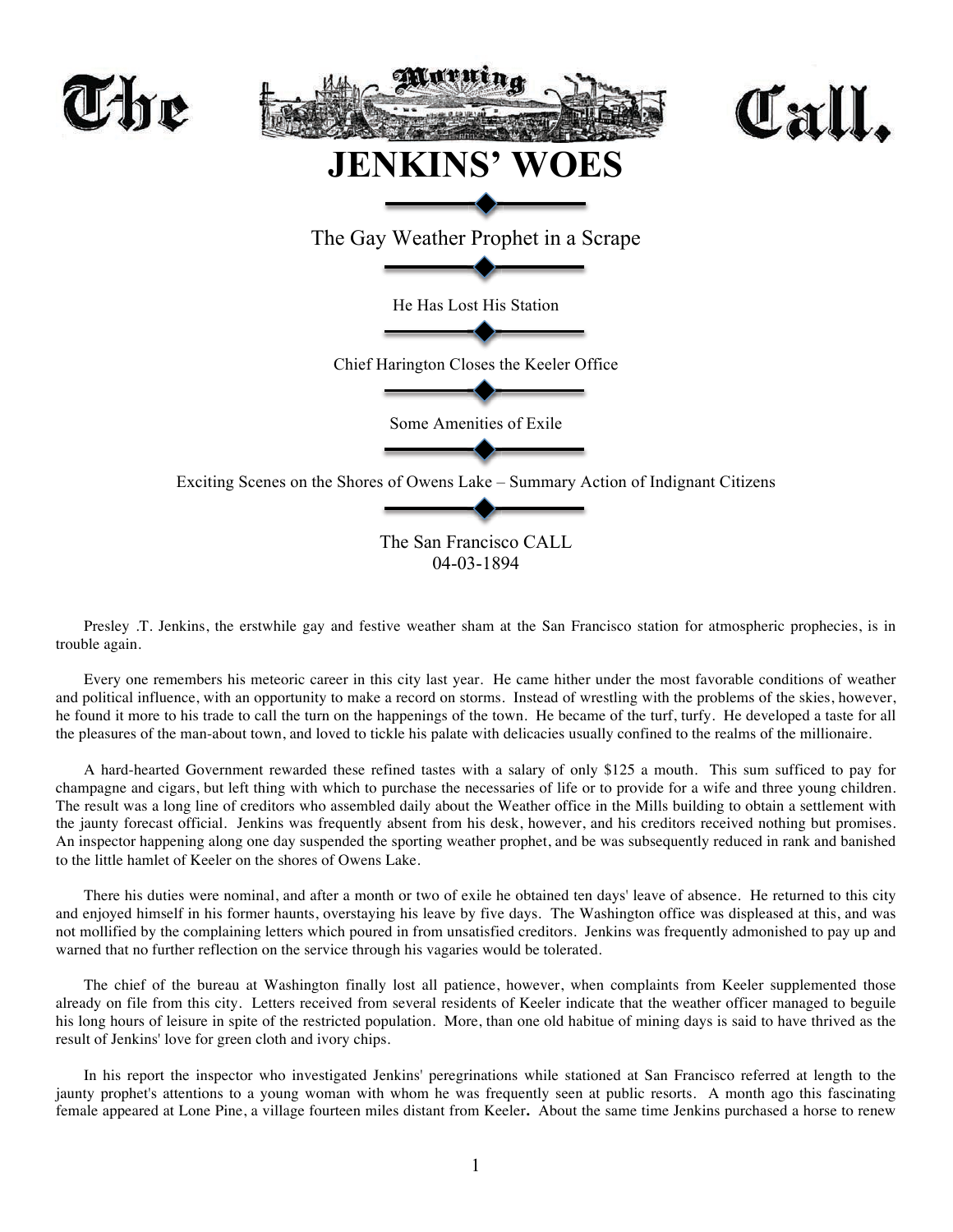# The Morning Call.

# JENKINS' WOES

The Gay Weather Prophet in a Scrape

He Has Lost His Station

Chief Harington Closes the Keeler Office

Some Amenities of Exile

Exciting Scenes on the Shores of Owens Lake – Summary Action of Indignant Citizens

The San Francisco CALL
04-03-1894

Presley .T. Jenkins, the erstwhile gay and festive weather sham at the San Francisco station for atmospheric prophecies, is in trouble again.

Every one remembers his meteoric career in this city last year. He came hither under the most favorable conditions of weather and political influence, with an opportunity to make a record on storms. Instead of wrestling with the problems of the skies, however, he found it more to his trade to call the turn on the happenings of the town. He became of the turf, turfy. He developed a taste for all the pleasures of the man-about town, and loved to tickle his palate with delicacies usually confined to the realms of the millionaire.

A hard-hearted Government rewarded these refined tastes with a salary of only $125 a mouth. This sum sufficed to pay for champagne and cigars, but left thing with which to purchase the necessaries of life or to provide for a wife and three young children. The result was a long line of creditors who assembled daily about the Weather office in the Mills building to obtain a settlement with the jaunty forecast official. Jenkins was frequently absent from his desk, however, and his creditors received nothing but promises. An inspector happening along one day suspended the sporting weather prophet, and be was subsequently reduced in rank and banished to the little hamlet of Keeler on the shores of Owens Lake.

There his duties were nominal, and after a month or two of exile he obtained ten days' leave of absence. He returned to this city and enjoyed himself in his former haunts, overstaying his leave by five days. The Washington office was displeased at this, and was not mollified by the complaining letters which poured in from unsatisfied creditors. Jenkins was frequently admonished to pay up and warned that no further reflection on the service through his vagaries would be tolerated.

The chief of the bureau at Washington finally lost all patience, however, when complaints from Keeler supplemented those already on file from this city. Letters received from several residents of Keeler indicate that the weather officer managed to beguile his long hours of leisure in spite of the restricted population. More, than one old habitue of mining days is said to have thrived as the result of Jenkins' love for green cloth and ivory chips.

In his report the inspector who investigated Jenkins' peregrinations while stationed at San Francisco referred at length to the jaunty prophet's attentions to a young woman with whom he was frequently seen at public resorts. A month ago this fascinating female appeared at Lone Pine, a village fourteen miles distant from Keeler**.** About the same time Jenkins purchased a horse to renew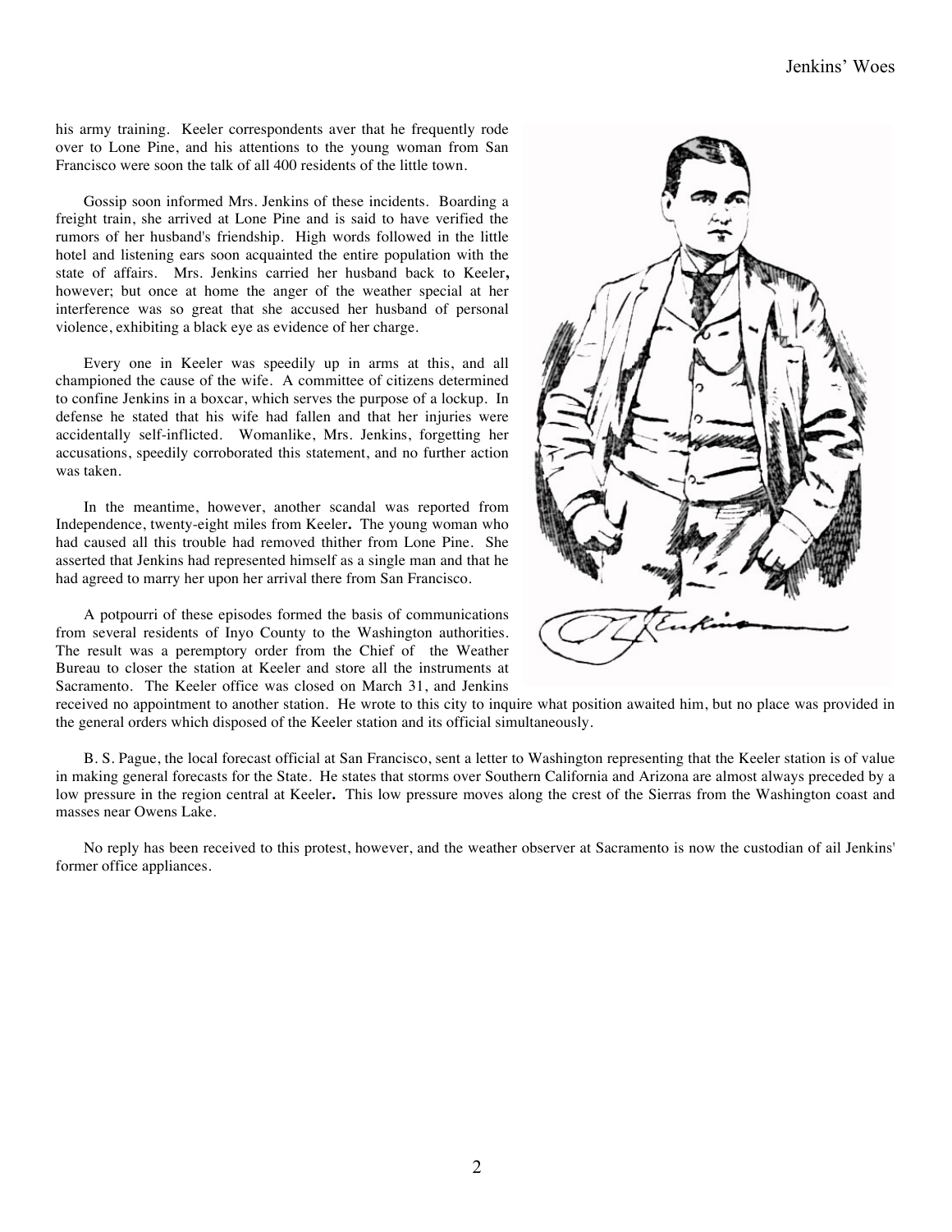his army training. Keeler correspondents aver that he frequently rode over to Lone Pine, and his attentions to the young woman from San Francisco were soon the talk of all 400 residents of the little town.

Gossip soon informed Mrs. Jenkins of these incidents. Boarding a freight train, she arrived at Lone Pine and is said to have verified the rumors of her husband's friendship. High words followed in the little hotel and listening ears soon acquainted the entire population with the state of affairs. Mrs. Jenkins carried her husband back to Keeler, however; but once at home the anger of the weather special at her interference was so great that she accused her husband of personal violence, exhibiting a black eye as evidence of her charge.

Every one in Keeler was speedily up in arms at this, and all championed the cause of the wife. A committee of citizens determined to confine Jenkins in a boxcar, which serves the purpose of a lockup. In defense he stated that his wife had fallen and that her injuries were accidentally self-inflicted. Womanlike, Mrs. Jenkins, forgetting her accusations, speedily corroborated this statement, and no further action was taken.

In the meantime, however, another scandal was reported from Independence, twenty-eight miles from Keeler. The young woman who had caused all this trouble had removed thither from Lone Pine. She asserted that Jenkins had represented himself as a single man and that he had agreed to marry her upon her arrival there from San Francisco.

A potpourri of these episodes formed the basis of communications from several residents of Inyo County to the Washington authorities. The result was a peremptory order from the Chief of the Weather Bureau to closer the station at Keeler and store all the instruments at Sacramento. The Keeler office was closed on March 31, and Jenkins received no appointment to another station. He wrote to this city to inquire what position awaited him, but no place was provided in the general orders which disposed of the Keeler station and its official simultaneously.

B. S. Pague, the local forecast official at San Francisco, sent a letter to Washington representing that the Keeler station is of value in making general forecasts for the State. He states that storms over Southern California and Arizona are almost always preceded by a low pressure in the region central at Keeler. This low pressure moves along the crest of the Sierras from the Washington coast and masses near Owens Lake.

No reply has been received to this protest, however, and the weather observer at Sacramento is now the custodian of ail Jenkins' former office appliances.